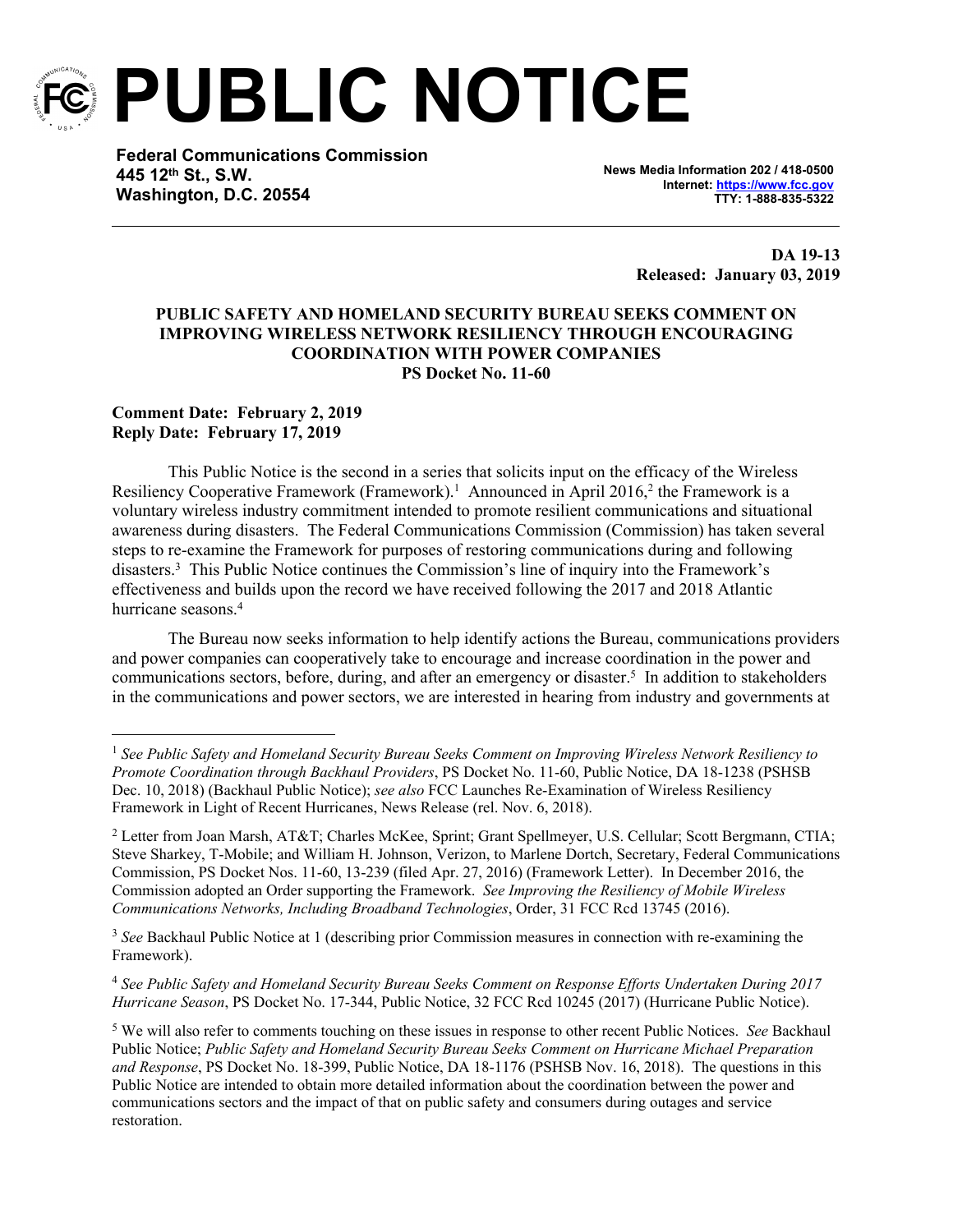# PUBLIC NOTICE

**Federal Communications Commission**
**445 12th St., S.W.**
**Washington, D.C. 20554**

**News Media Information 202 / 418-0500**
**Internet: https://www.fcc.gov**
**TTY: 1-888-835-5322**

**DA 19-13**
**Released: January 03, 2019**

**PUBLIC SAFETY AND HOMELAND SECURITY BUREAU SEEKS COMMENT ON IMPROVING WIRELESS NETWORK RESILIENCY THROUGH ENCOURAGING COORDINATION WITH POWER COMPANIES**
**PS Docket No. 11-60**

**Comment Date: February 2, 2019**
**Reply Date: February 17, 2019**

This Public Notice is the second in a series that solicits input on the efficacy of the Wireless Resiliency Cooperative Framework (Framework).[1] Announced in April 2016,[2] the Framework is a voluntary wireless industry commitment intended to promote resilient communications and situational awareness during disasters. The Federal Communications Commission (Commission) has taken several steps to re-examine the Framework for purposes of restoring communications during and following disasters.[3] This Public Notice continues the Commission's line of inquiry into the Framework's effectiveness and builds upon the record we have received following the 2017 and 2018 Atlantic hurricane seasons.[4]

The Bureau now seeks information to help identify actions the Bureau, communications providers and power companies can cooperatively take to encourage and increase coordination in the power and communications sectors, before, during, and after an emergency or disaster.[5] In addition to stakeholders in the communications and power sectors, we are interested in hearing from industry and governments at

---

[1] *See Public Safety and Homeland Security Bureau Seeks Comment on Improving Wireless Network Resiliency to Promote Coordination through Backhaul Providers*, PS Docket No. 11-60, Public Notice, DA 18-1238 (PSHSB Dec. 10, 2018) (Backhaul Public Notice); *see also* FCC Launches Re-Examination of Wireless Resiliency Framework in Light of Recent Hurricanes, News Release (rel. Nov. 6, 2018).

[2] Letter from Joan Marsh, AT&T; Charles McKee, Sprint; Grant Spellmeyer, U.S. Cellular; Scott Bergmann, CTIA; Steve Sharkey, T-Mobile; and William H. Johnson, Verizon, to Marlene Dortch, Secretary, Federal Communications Commission, PS Docket Nos. 11-60, 13-239 (filed Apr. 27, 2016) (Framework Letter). In December 2016, the Commission adopted an Order supporting the Framework. *See Improving the Resiliency of Mobile Wireless Communications Networks, Including Broadband Technologies*, Order, 31 FCC Rcd 13745 (2016).

[3] *See* Backhaul Public Notice at 1 (describing prior Commission measures in connection with re-examining the Framework).

[4] *See Public Safety and Homeland Security Bureau Seeks Comment on Response Efforts Undertaken During 2017 Hurricane Season*, PS Docket No. 17-344, Public Notice, 32 FCC Rcd 10245 (2017) (Hurricane Public Notice).

[5] We will also refer to comments touching on these issues in response to other recent Public Notices. *See* Backhaul Public Notice; *Public Safety and Homeland Security Bureau Seeks Comment on Hurricane Michael Preparation and Response*, PS Docket No. 18-399, Public Notice, DA 18-1176 (PSHSB Nov. 16, 2018). The questions in this Public Notice are intended to obtain more detailed information about the coordination between the power and communications sectors and the impact of that on public safety and consumers during outages and service restoration.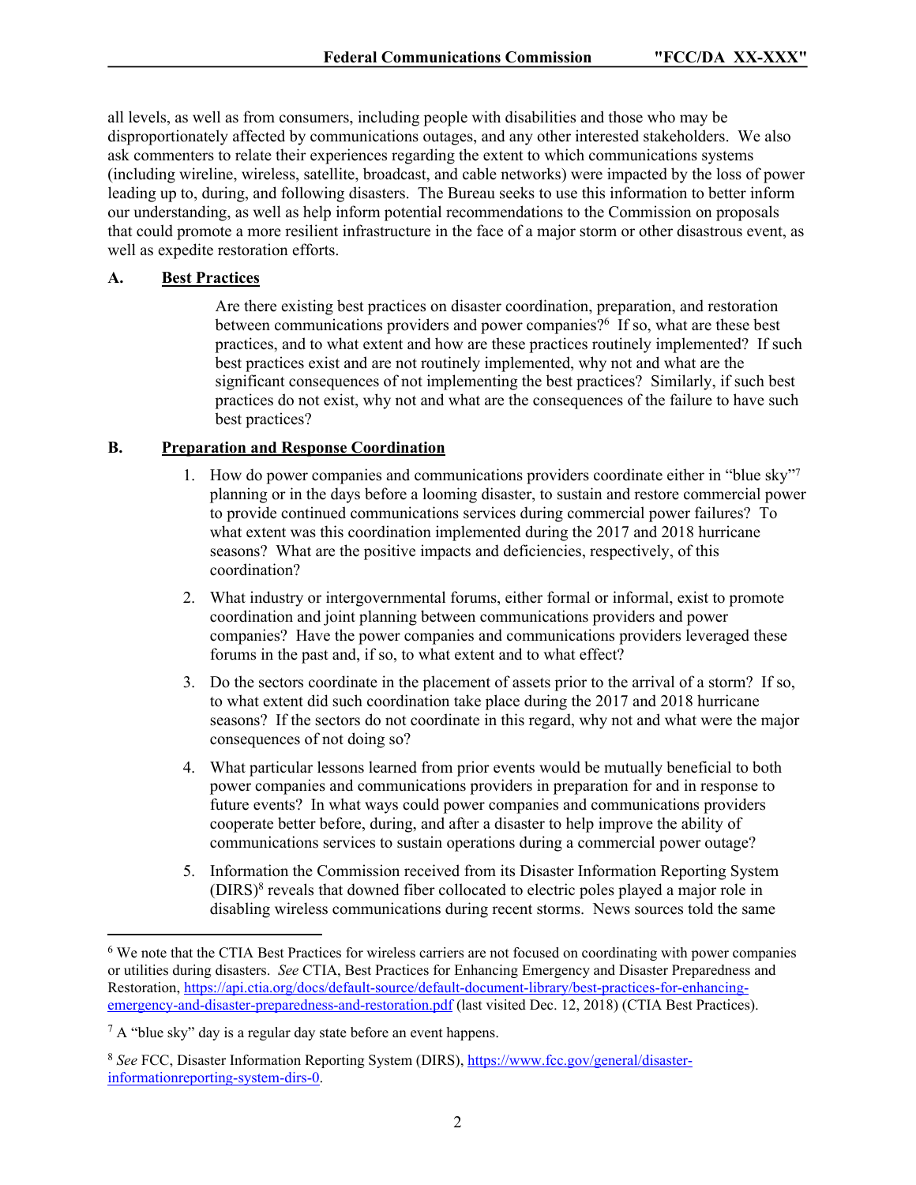all levels, as well as from consumers, including people with disabilities and those who may be disproportionately affected by communications outages, and any other interested stakeholders. We also ask commenters to relate their experiences regarding the extent to which communications systems (including wireline, wireless, satellite, broadcast, and cable networks) were impacted by the loss of power leading up to, during, and following disasters. The Bureau seeks to use this information to better inform our understanding, as well as help inform potential recommendations to the Commission on proposals that could promote a more resilient infrastructure in the face of a major storm or other disastrous event, as well as expedite restoration efforts.

### A. Best Practices

Are there existing best practices on disaster coordination, preparation, and restoration between communications providers and power companies?[6] If so, what are these best practices, and to what extent and how are these practices routinely implemented? If such best practices exist and are not routinely implemented, why not and what are the significant consequences of not implementing the best practices? Similarly, if such best practices do not exist, why not and what are the consequences of the failure to have such best practices?

### B. Preparation and Response Coordination

1. How do power companies and communications providers coordinate either in "blue sky"[7] planning or in the days before a looming disaster, to sustain and restore commercial power to provide continued communications services during commercial power failures? To what extent was this coordination implemented during the 2017 and 2018 hurricane seasons? What are the positive impacts and deficiencies, respectively, of this coordination?

2. What industry or intergovernmental forums, either formal or informal, exist to promote coordination and joint planning between communications providers and power companies? Have the power companies and communications providers leveraged these forums in the past and, if so, to what extent and to what effect?

3. Do the sectors coordinate in the placement of assets prior to the arrival of a storm? If so, to what extent did such coordination take place during the 2017 and 2018 hurricane seasons? If the sectors do not coordinate in this regard, why not and what were the major consequences of not doing so?

4. What particular lessons learned from prior events would be mutually beneficial to both power companies and communications providers in preparation for and in response to future events? In what ways could power companies and communications providers cooperate better before, during, and after a disaster to help improve the ability of communications services to sustain operations during a commercial power outage?

5. Information the Commission received from its Disaster Information Reporting System (DIRS)[8] reveals that downed fiber collocated to electric poles played a major role in disabling wireless communications during recent storms. News sources told the same

---

[6] We note that the CTIA Best Practices for wireless carriers are not focused on coordinating with power companies or utilities during disasters. *See* CTIA, Best Practices for Enhancing Emergency and Disaster Preparedness and Restoration, https://api.ctia.org/docs/default-source/default-document-library/best-practices-for-enhancing-emergency-and-disaster-preparedness-and-restoration.pdf (last visited Dec. 12, 2018) (CTIA Best Practices).

[7] A "blue sky" day is a regular day state before an event happens.

[8] *See* FCC, Disaster Information Reporting System (DIRS), https://www.fcc.gov/general/disaster-informationreporting-system-dirs-0.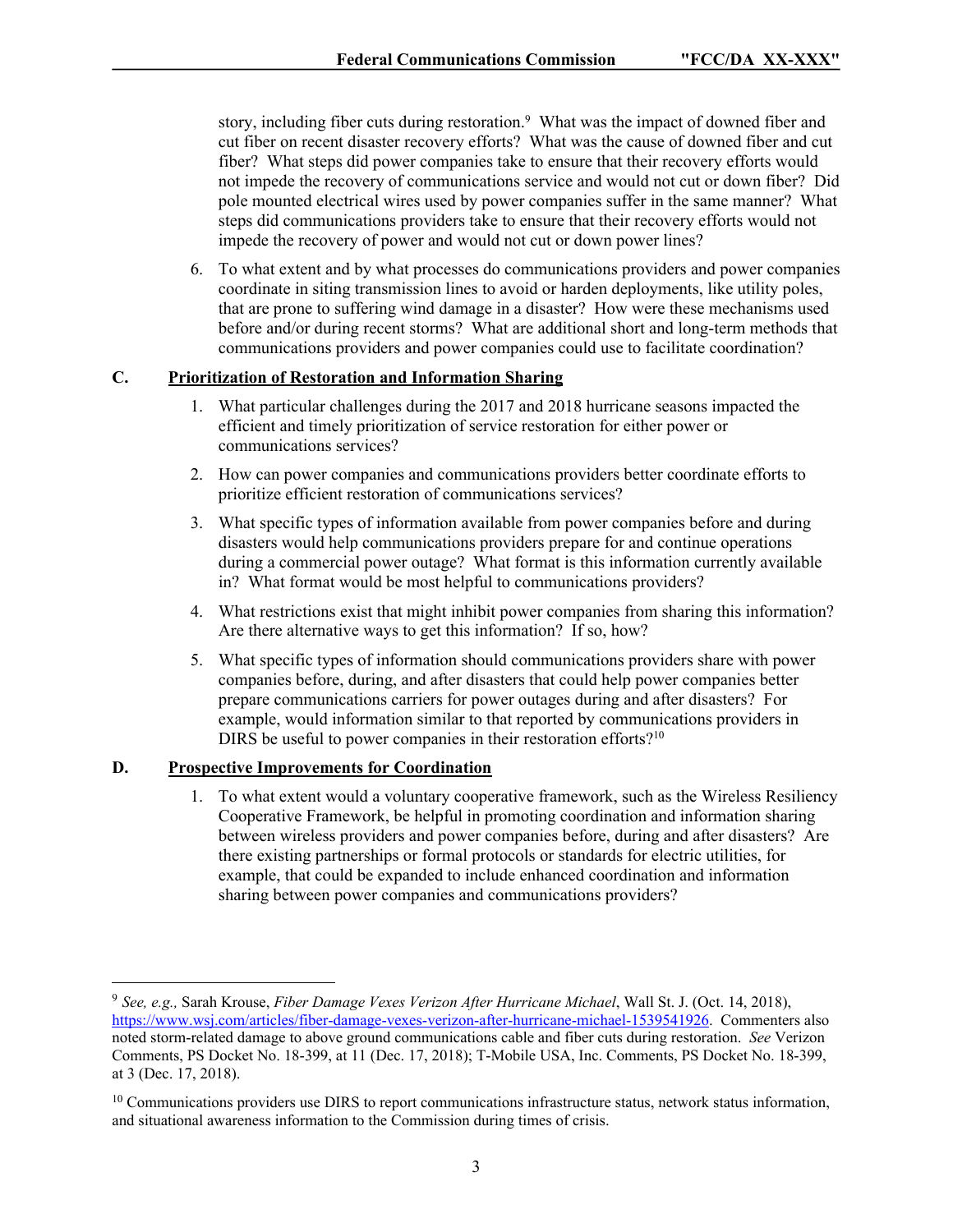story, including fiber cuts during restoration.[9] What was the impact of downed fiber and cut fiber on recent disaster recovery efforts? What was the cause of downed fiber and cut fiber? What steps did power companies take to ensure that their recovery efforts would not impede the recovery of communications service and would not cut or down fiber? Did pole mounted electrical wires used by power companies suffer in the same manner? What steps did communications providers take to ensure that their recovery efforts would not impede the recovery of power and would not cut or down power lines?

6. To what extent and by what processes do communications providers and power companies coordinate in siting transmission lines to avoid or harden deployments, like utility poles, that are prone to suffering wind damage in a disaster? How were these mechanisms used before and/or during recent storms? What are additional short and long-term methods that communications providers and power companies could use to facilitate coordination?

## C. Prioritization of Restoration and Information Sharing

1. What particular challenges during the 2017 and 2018 hurricane seasons impacted the efficient and timely prioritization of service restoration for either power or communications services?

2. How can power companies and communications providers better coordinate efforts to prioritize efficient restoration of communications services?

3. What specific types of information available from power companies before and during disasters would help communications providers prepare for and continue operations during a commercial power outage? What format is this information currently available in? What format would be most helpful to communications providers?

4. What restrictions exist that might inhibit power companies from sharing this information? Are there alternative ways to get this information? If so, how?

5. What specific types of information should communications providers share with power companies before, during, and after disasters that could help power companies better prepare communications carriers for power outages during and after disasters? For example, would information similar to that reported by communications providers in DIRS be useful to power companies in their restoration efforts?[10]

## D. Prospective Improvements for Coordination

1. To what extent would a voluntary cooperative framework, such as the Wireless Resiliency Cooperative Framework, be helpful in promoting coordination and information sharing between wireless providers and power companies before, during and after disasters? Are there existing partnerships or formal protocols or standards for electric utilities, for example, that could be expanded to include enhanced coordination and information sharing between power companies and communications providers?

---

[9] *See, e.g.,* Sarah Krouse, *Fiber Damage Vexes Verizon After Hurricane Michael*, Wall St. J. (Oct. 14, 2018), https://www.wsj.com/articles/fiber-damage-vexes-verizon-after-hurricane-michael-1539541926. Commenters also noted storm-related damage to above ground communications cable and fiber cuts during restoration. *See* Verizon Comments, PS Docket No. 18-399, at 11 (Dec. 17, 2018); T-Mobile USA, Inc. Comments, PS Docket No. 18-399, at 3 (Dec. 17, 2018).

[10] Communications providers use DIRS to report communications infrastructure status, network status information, and situational awareness information to the Commission during times of crisis.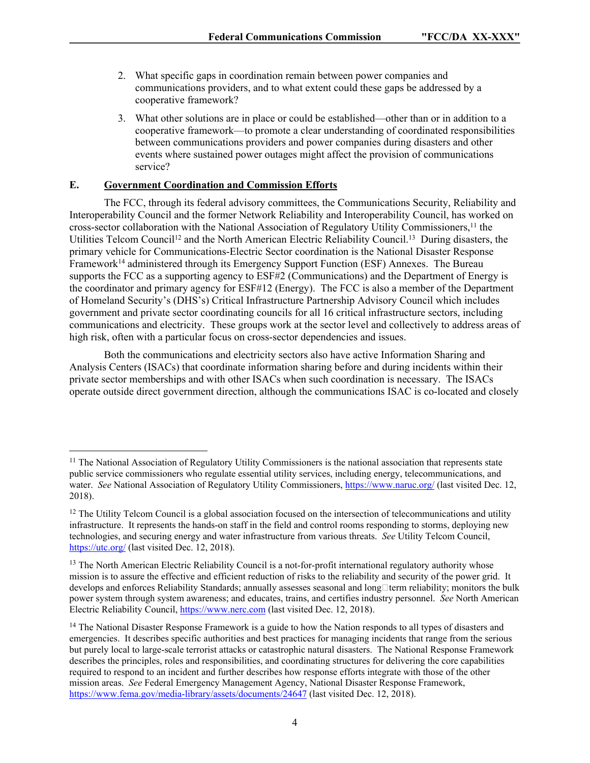2. What specific gaps in coordination remain between power companies and communications providers, and to what extent could these gaps be addressed by a cooperative framework?

3. What other solutions are in place or could be established—other than or in addition to a cooperative framework—to promote a clear understanding of coordinated responsibilities between communications providers and power companies during disasters and other events where sustained power outages might affect the provision of communications service?

## E. Government Coordination and Commission Efforts

The FCC, through its federal advisory committees, the Communications Security, Reliability and Interoperability Council and the former Network Reliability and Interoperability Council, has worked on cross-sector collaboration with the National Association of Regulatory Utility Commissioners,[11] the Utilities Telcom Council[12] and the North American Electric Reliability Council.[13] During disasters, the primary vehicle for Communications-Electric Sector coordination is the National Disaster Response Framework[14] administered through its Emergency Support Function (ESF) Annexes. The Bureau supports the FCC as a supporting agency to ESF#2 (Communications) and the Department of Energy is the coordinator and primary agency for ESF#12 (Energy). The FCC is also a member of the Department of Homeland Security's (DHS's) Critical Infrastructure Partnership Advisory Council which includes government and private sector coordinating councils for all 16 critical infrastructure sectors, including communications and electricity. These groups work at the sector level and collectively to address areas of high risk, often with a particular focus on cross-sector dependencies and issues.

Both the communications and electricity sectors also have active Information Sharing and Analysis Centers (ISACs) that coordinate information sharing before and during incidents within their private sector memberships and with other ISACs when such coordination is necessary. The ISACs operate outside direct government direction, although the communications ISAC is co-located and closely

---

[11] The National Association of Regulatory Utility Commissioners is the national association that represents state public service commissioners who regulate essential utility services, including energy, telecommunications, and water. *See* National Association of Regulatory Utility Commissioners, https://www.naruc.org/ (last visited Dec. 12, 2018).

[12] The Utility Telcom Council is a global association focused on the intersection of telecommunications and utility infrastructure. It represents the hands-on staff in the field and control rooms responding to storms, deploying new technologies, and securing energy and water infrastructure from various threats. *See* Utility Telcom Council, https://utc.org/ (last visited Dec. 12, 2018).

[13] The North American Electric Reliability Council is a not-for-profit international regulatory authority whose mission is to assure the effective and efficient reduction of risks to the reliability and security of the power grid. It develops and enforces Reliability Standards; annually assesses seasonal and long-term reliability; monitors the bulk power system through system awareness; and educates, trains, and certifies industry personnel. *See* North American Electric Reliability Council, https://www.nerc.com (last visited Dec. 12, 2018).

[14] The National Disaster Response Framework is a guide to how the Nation responds to all types of disasters and emergencies. It describes specific authorities and best practices for managing incidents that range from the serious but purely local to large-scale terrorist attacks or catastrophic natural disasters. The National Response Framework describes the principles, roles and responsibilities, and coordinating structures for delivering the core capabilities required to respond to an incident and further describes how response efforts integrate with those of the other mission areas. *See* Federal Emergency Management Agency, National Disaster Response Framework, https://www.fema.gov/media-library/assets/documents/24647 (last visited Dec. 12, 2018).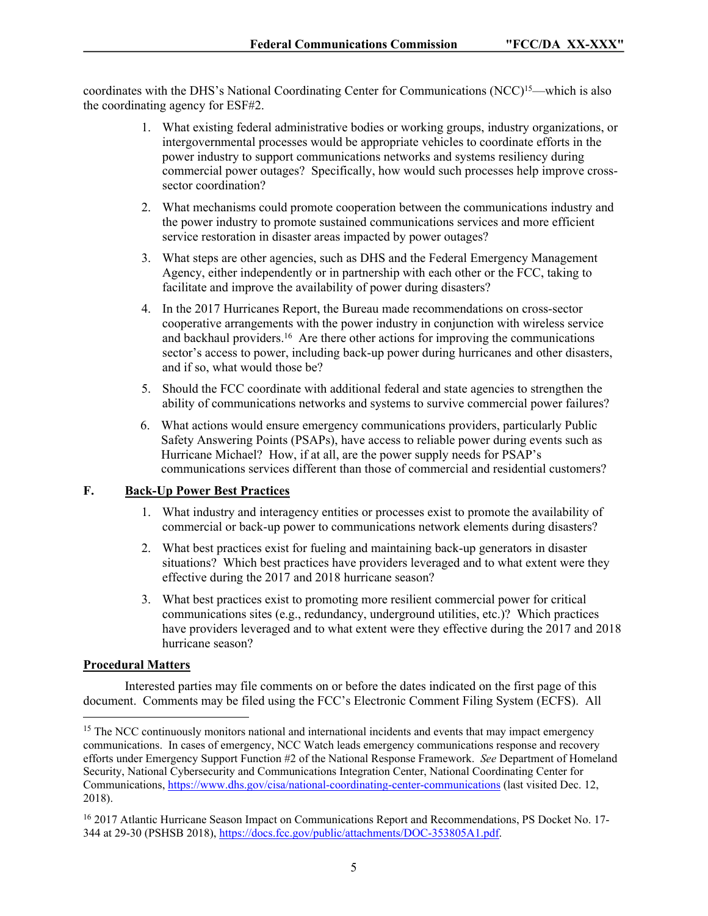coordinates with the DHS's National Coordinating Center for Communications (NCC)[15]—which is also the coordinating agency for ESF#2.

1. What existing federal administrative bodies or working groups, industry organizations, or intergovernmental processes would be appropriate vehicles to coordinate efforts in the power industry to support communications networks and systems resiliency during commercial power outages? Specifically, how would such processes help improve cross-sector coordination?

2. What mechanisms could promote cooperation between the communications industry and the power industry to promote sustained communications services and more efficient service restoration in disaster areas impacted by power outages?

3. What steps are other agencies, such as DHS and the Federal Emergency Management Agency, either independently or in partnership with each other or the FCC, taking to facilitate and improve the availability of power during disasters?

4. In the 2017 Hurricanes Report, the Bureau made recommendations on cross-sector cooperative arrangements with the power industry in conjunction with wireless service and backhaul providers.[16] Are there other actions for improving the communications sector's access to power, including back-up power during hurricanes and other disasters, and if so, what would those be?

5. Should the FCC coordinate with additional federal and state agencies to strengthen the ability of communications networks and systems to survive commercial power failures?

6. What actions would ensure emergency communications providers, particularly Public Safety Answering Points (PSAPs), have access to reliable power during events such as Hurricane Michael? How, if at all, are the power supply needs for PSAP's communications services different than those of commercial and residential customers?

## F. Back-Up Power Best Practices

1. What industry and interagency entities or processes exist to promote the availability of commercial or back-up power to communications network elements during disasters?

2. What best practices exist for fueling and maintaining back-up generators in disaster situations? Which best practices have providers leveraged and to what extent were they effective during the 2017 and 2018 hurricane season?

3. What best practices exist to promoting more resilient commercial power for critical communications sites (e.g., redundancy, underground utilities, etc.)? Which practices have providers leveraged and to what extent were they effective during the 2017 and 2018 hurricane season?

## Procedural Matters

Interested parties may file comments on or before the dates indicated on the first page of this document. Comments may be filed using the FCC's Electronic Comment Filing System (ECFS). All

---

[15] The NCC continuously monitors national and international incidents and events that may impact emergency communications. In cases of emergency, NCC Watch leads emergency communications response and recovery efforts under Emergency Support Function #2 of the National Response Framework. *See* Department of Homeland Security, National Cybersecurity and Communications Integration Center, National Coordinating Center for Communications, https://www.dhs.gov/cisa/national-coordinating-center-communications (last visited Dec. 12, 2018).

[16] 2017 Atlantic Hurricane Season Impact on Communications Report and Recommendations, PS Docket No. 17-344 at 29-30 (PSHSB 2018), https://docs.fcc.gov/public/attachments/DOC-353805A1.pdf.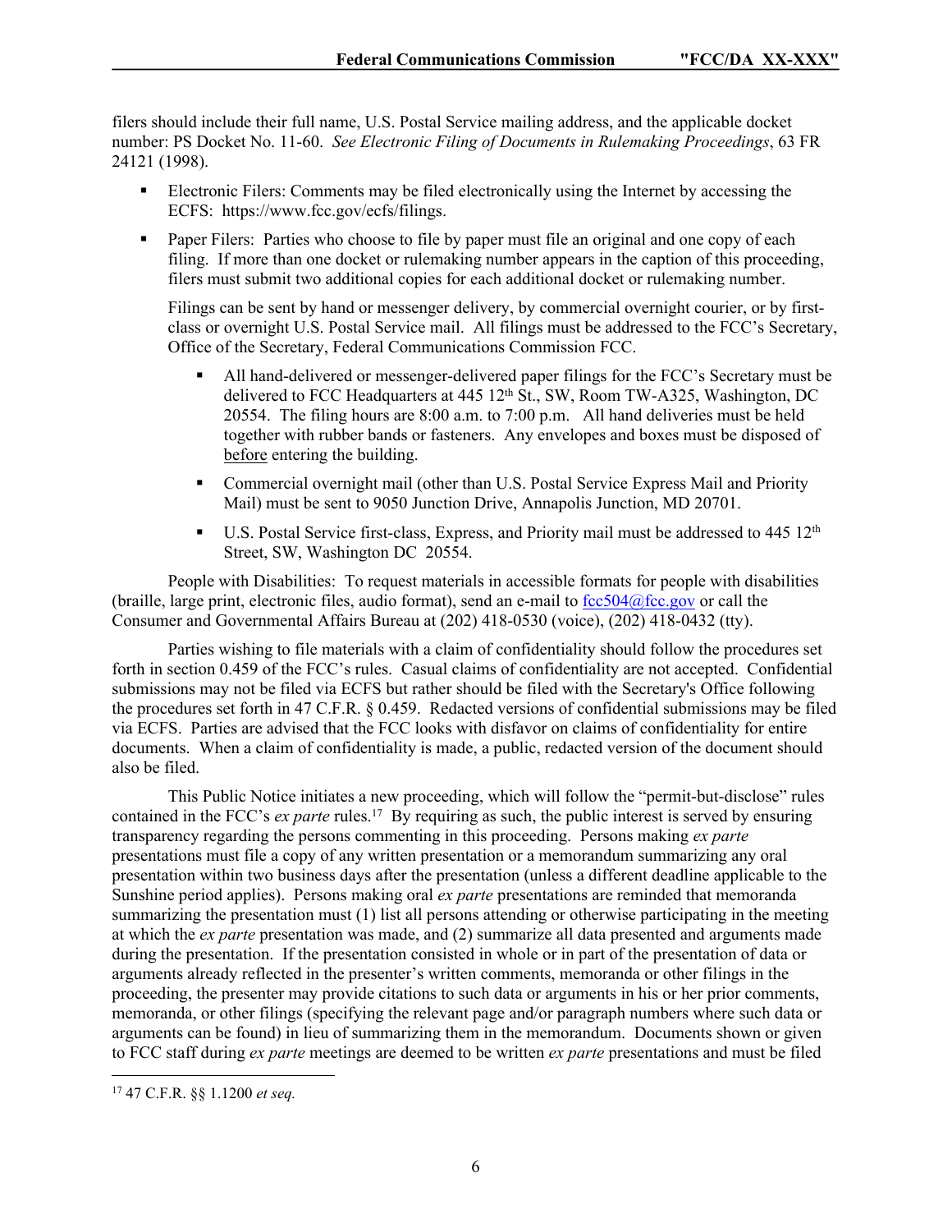filers should include their full name, U.S. Postal Service mailing address, and the applicable docket number: PS Docket No. 11-60. *See Electronic Filing of Documents in Rulemaking Proceedings*, 63 FR 24121 (1998).

- Electronic Filers: Comments may be filed electronically using the Internet by accessing the ECFS: https://www.fcc.gov/ecfs/filings.
- Paper Filers: Parties who choose to file by paper must file an original and one copy of each filing. If more than one docket or rulemaking number appears in the caption of this proceeding, filers must submit two additional copies for each additional docket or rulemaking number.

  Filings can be sent by hand or messenger delivery, by commercial overnight courier, or by first-class or overnight U.S. Postal Service mail. All filings must be addressed to the FCC's Secretary, Office of the Secretary, Federal Communications Commission FCC.

  - All hand-delivered or messenger-delivered paper filings for the FCC's Secretary must be delivered to FCC Headquarters at 445 12th St., SW, Room TW-A325, Washington, DC 20554. The filing hours are 8:00 a.m. to 7:00 p.m. All hand deliveries must be held together with rubber bands or fasteners. Any envelopes and boxes must be disposed of before entering the building.
  - Commercial overnight mail (other than U.S. Postal Service Express Mail and Priority Mail) must be sent to 9050 Junction Drive, Annapolis Junction, MD 20701.
  - U.S. Postal Service first-class, Express, and Priority mail must be addressed to 445 12th Street, SW, Washington DC 20554.

People with Disabilities: To request materials in accessible formats for people with disabilities (braille, large print, electronic files, audio format), send an e-mail to fcc504@fcc.gov or call the Consumer and Governmental Affairs Bureau at (202) 418-0530 (voice), (202) 418-0432 (tty).

Parties wishing to file materials with a claim of confidentiality should follow the procedures set forth in section 0.459 of the FCC's rules. Casual claims of confidentiality are not accepted. Confidential submissions may not be filed via ECFS but rather should be filed with the Secretary's Office following the procedures set forth in 47 C.F.R. § 0.459. Redacted versions of confidential submissions may be filed via ECFS. Parties are advised that the FCC looks with disfavor on claims of confidentiality for entire documents. When a claim of confidentiality is made, a public, redacted version of the document should also be filed.

This Public Notice initiates a new proceeding, which will follow the "permit-but-disclose" rules contained in the FCC's *ex parte* rules.[17] By requiring as such, the public interest is served by ensuring transparency regarding the persons commenting in this proceeding. Persons making *ex parte* presentations must file a copy of any written presentation or a memorandum summarizing any oral presentation within two business days after the presentation (unless a different deadline applicable to the Sunshine period applies). Persons making oral *ex parte* presentations are reminded that memoranda summarizing the presentation must (1) list all persons attending or otherwise participating in the meeting at which the *ex parte* presentation was made, and (2) summarize all data presented and arguments made during the presentation. If the presentation consisted in whole or in part of the presentation of data or arguments already reflected in the presenter's written comments, memoranda or other filings in the proceeding, the presenter may provide citations to such data or arguments in his or her prior comments, memoranda, or other filings (specifying the relevant page and/or paragraph numbers where such data or arguments can be found) in lieu of summarizing them in the memorandum. Documents shown or given to FCC staff during *ex parte* meetings are deemed to be written *ex parte* presentations and must be filed

[17] 47 C.F.R. §§ 1.1200 *et seq.*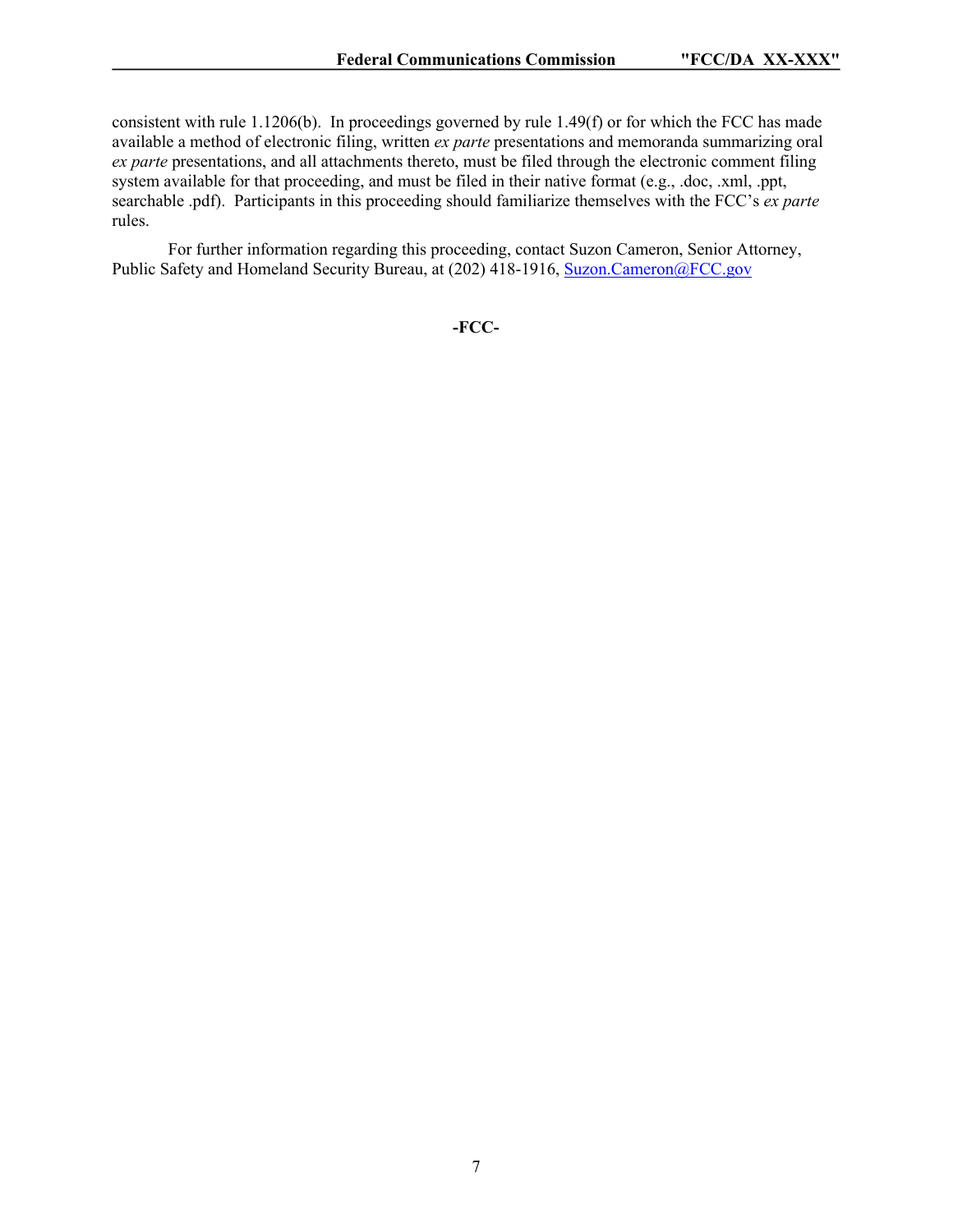consistent with rule 1.1206(b). In proceedings governed by rule 1.49(f) or for which the FCC has made available a method of electronic filing, written *ex parte* presentations and memoranda summarizing oral *ex parte* presentations, and all attachments thereto, must be filed through the electronic comment filing system available for that proceeding, and must be filed in their native format (e.g., .doc, .xml, .ppt, searchable .pdf). Participants in this proceeding should familiarize themselves with the FCC's *ex parte* rules.

For further information regarding this proceeding, contact Suzon Cameron, Senior Attorney, Public Safety and Homeland Security Bureau, at (202) 418-1916, Suzon.Cameron@FCC.gov

**-FCC-**